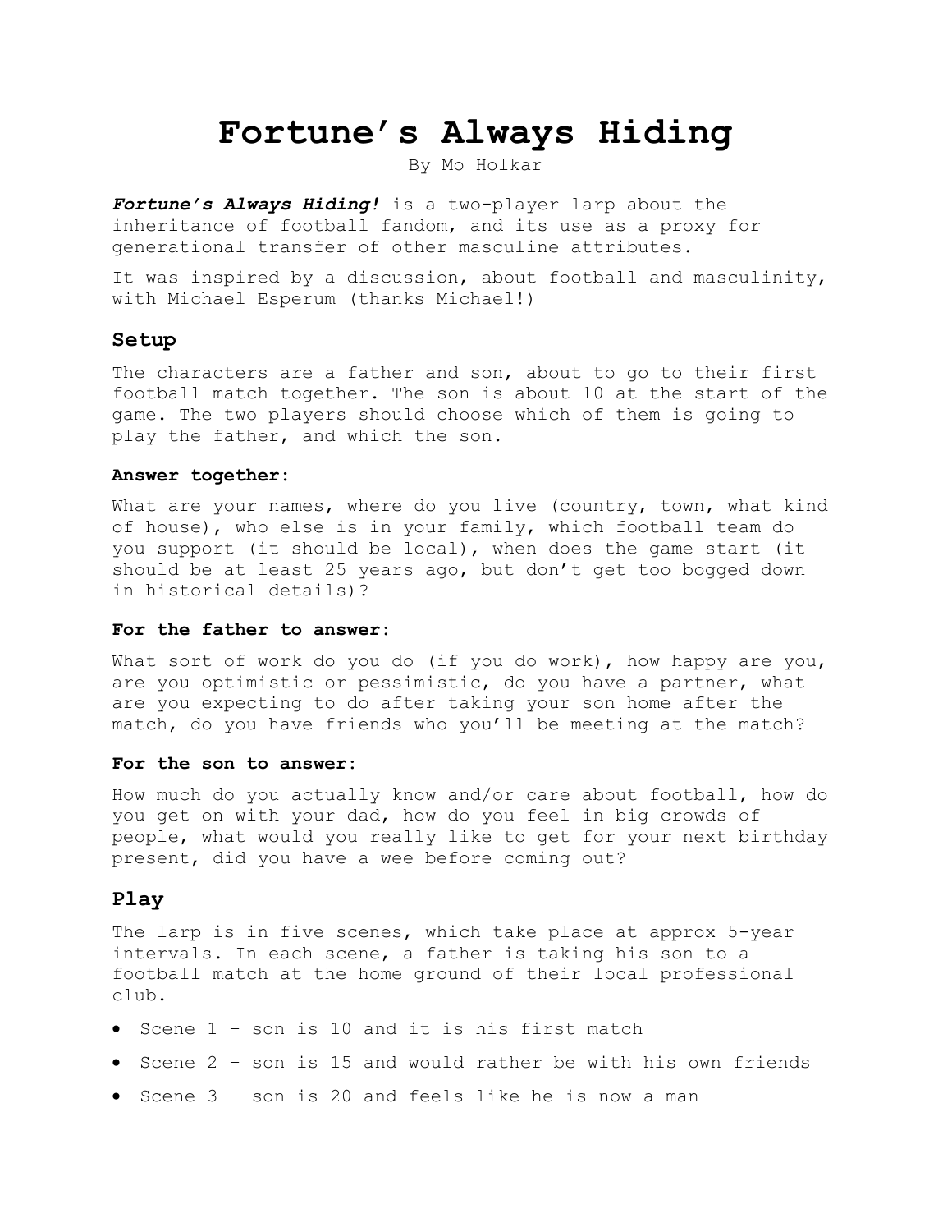# Fortune's Always Hiding

By Mo Holkar

***Fortune's Always Hiding!*** is a two-player larp about the inheritance of football fandom, and its use as a proxy for generational transfer of other masculine attributes.

It was inspired by a discussion, about football and masculinity, with Michael Esperum (thanks Michael!)

## Setup

The characters are a father and son, about to go to their first football match together. The son is about 10 at the start of the game. The two players should choose which of them is going to play the father, and which the son.

#### Answer together:

What are your names, where do you live (country, town, what kind of house), who else is in your family, which football team do you support (it should be local), when does the game start (it should be at least 25 years ago, but don't get too bogged down in historical details)?

#### For the father to answer:

What sort of work do you do (if you do work), how happy are you, are you optimistic or pessimistic, do you have a partner, what are you expecting to do after taking your son home after the match, do you have friends who you'll be meeting at the match?

#### For the son to answer:

How much do you actually know and/or care about football, how do you get on with your dad, how do you feel in big crowds of people, what would you really like to get for your next birthday present, did you have a wee before coming out?

## Play

The larp is in five scenes, which take place at approx 5-year intervals. In each scene, a father is taking his son to a football match at the home ground of their local professional club.

- Scene 1 – son is 10 and it is his first match
- Scene 2 – son is 15 and would rather be with his own friends
- Scene 3 – son is 20 and feels like he is now a man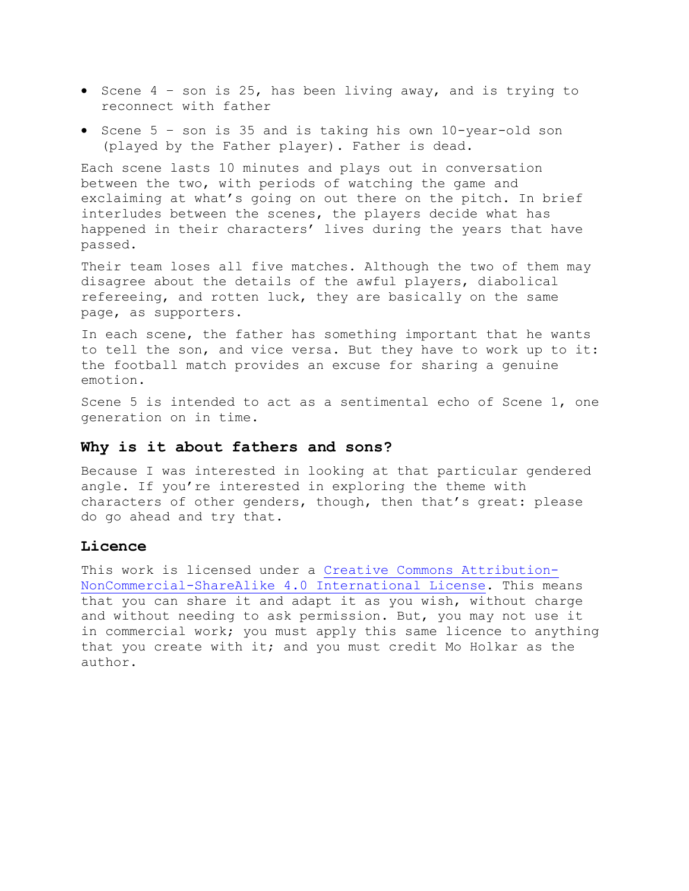- Scene 4 – son is 25, has been living away, and is trying to reconnect with father
- Scene 5 – son is 35 and is taking his own 10-year-old son (played by the Father player). Father is dead.

Each scene lasts 10 minutes and plays out in conversation between the two, with periods of watching the game and exclaiming at what's going on out there on the pitch. In brief interludes between the scenes, the players decide what has happened in their characters' lives during the years that have passed.

Their team loses all five matches. Although the two of them may disagree about the details of the awful players, diabolical refereeing, and rotten luck, they are basically on the same page, as supporters.

In each scene, the father has something important that he wants to tell the son, and vice versa. But they have to work up to it: the football match provides an excuse for sharing a genuine emotion.

Scene 5 is intended to act as a sentimental echo of Scene 1, one generation on in time.

### Why is it about fathers and sons?

Because I was interested in looking at that particular gendered angle. If you're interested in exploring the theme with characters of other genders, though, then that's great: please do go ahead and try that.

### Licence

This work is licensed under a [Creative Commons Attribution-NonCommercial-ShareAlike 4.0 International License](). This means that you can share it and adapt it as you wish, without charge and without needing to ask permission. But, you may not use it in commercial work; you must apply this same licence to anything that you create with it; and you must credit Mo Holkar as the author.